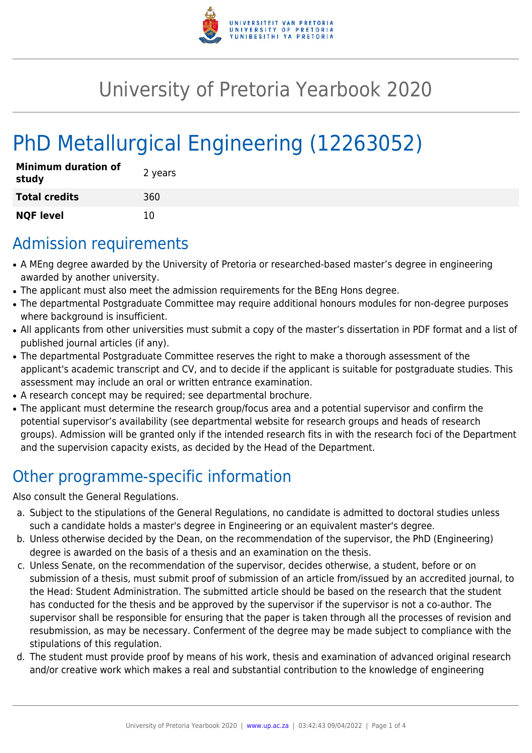# University of Pretoria Yearbook 2020

# PhD Metallurgical Engineering (12263052)

| **Minimum duration of study** | 2 years |
|---|---|
| **Total credits** | 360 |
| **NQF level** | 10 |

## Admission requirements

- A MEng degree awarded by the University of Pretoria or researched-based master's degree in engineering awarded by another university.
- The applicant must also meet the admission requirements for the BEng Hons degree.
- The departmental Postgraduate Committee may require additional honours modules for non-degree purposes where background is insufficient.
- All applicants from other universities must submit a copy of the master's dissertation in PDF format and a list of published journal articles (if any).
- The departmental Postgraduate Committee reserves the right to make a thorough assessment of the applicant's academic transcript and CV, and to decide if the applicant is suitable for postgraduate studies. This assessment may include an oral or written entrance examination.
- A research concept may be required; see departmental brochure.
- The applicant must determine the research group/focus area and a potential supervisor and confirm the potential supervisor's availability (see departmental website for research groups and heads of research groups). Admission will be granted only if the intended research fits in with the research foci of the Department and the supervision capacity exists, as decided by the Head of the Department.

## Other programme-specific information

Also consult the General Regulations.

a. Subject to the stipulations of the General Regulations, no candidate is admitted to doctoral studies unless such a candidate holds a master's degree in Engineering or an equivalent master's degree.
b. Unless otherwise decided by the Dean, on the recommendation of the supervisor, the PhD (Engineering) degree is awarded on the basis of a thesis and an examination on the thesis.
c. Unless Senate, on the recommendation of the supervisor, decides otherwise, a student, before or on submission of a thesis, must submit proof of submission of an article from/issued by an accredited journal, to the Head: Student Administration. The submitted article should be based on the research that the student has conducted for the thesis and be approved by the supervisor if the supervisor is not a co-author. The supervisor shall be responsible for ensuring that the paper is taken through all the processes of revision and resubmission, as may be necessary. Conferment of the degree may be made subject to compliance with the stipulations of this regulation.
d. The student must provide proof by means of his work, thesis and examination of advanced original research and/or creative work which makes a real and substantial contribution to the knowledge of engineering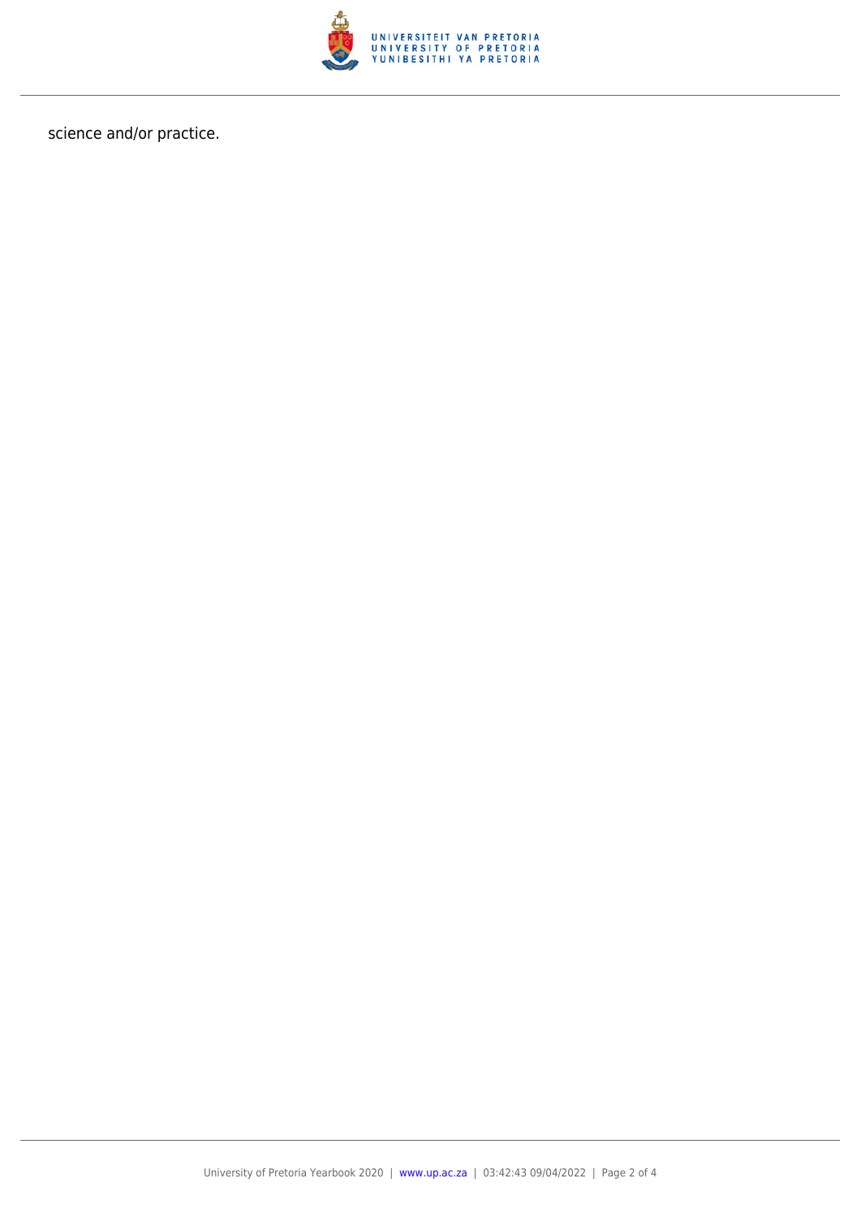science and/or practice.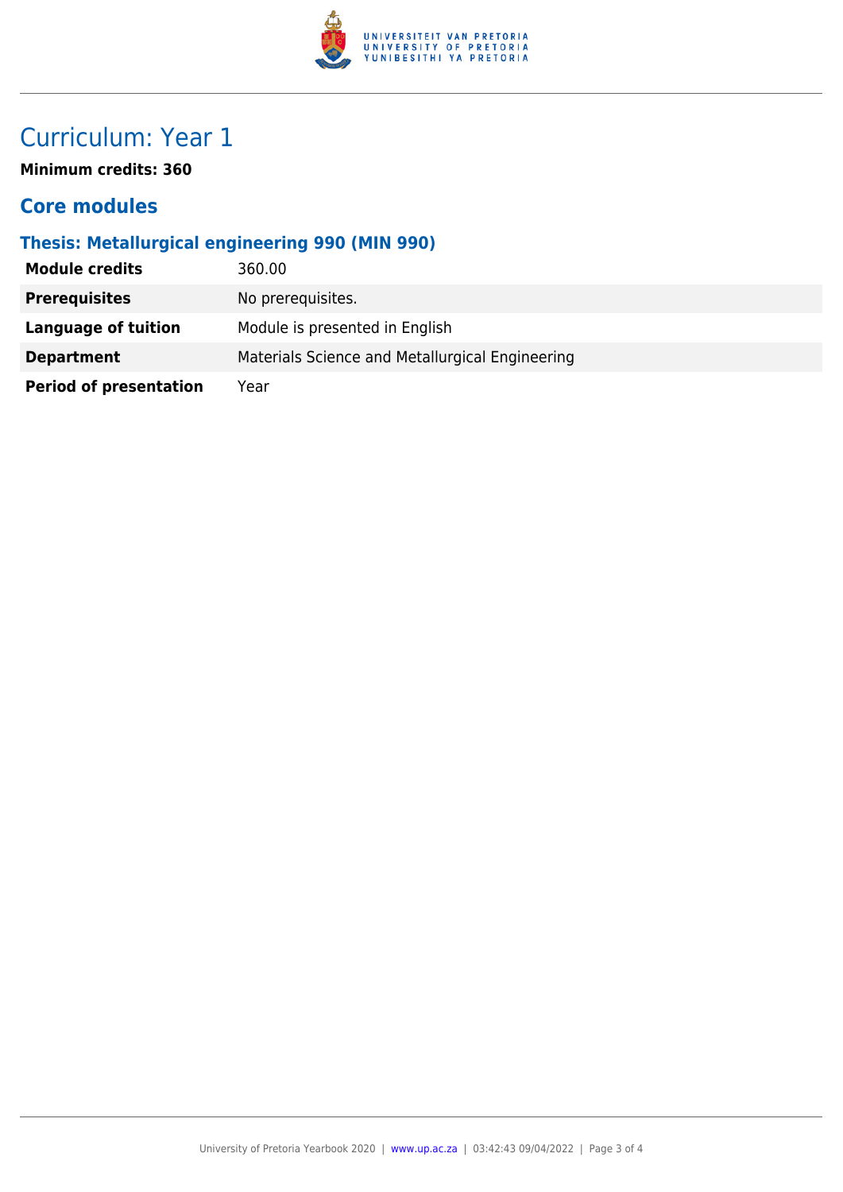# Curriculum: Year 1

**Minimum credits: 360**

## Core modules

### Thesis: Metallurgical engineering 990 (MIN 990)

| | |
|---|---|
| **Module credits** | 360.00 |
| **Prerequisites** | No prerequisites. |
| **Language of tuition** | Module is presented in English |
| **Department** | Materials Science and Metallurgical Engineering |
| **Period of presentation** | Year |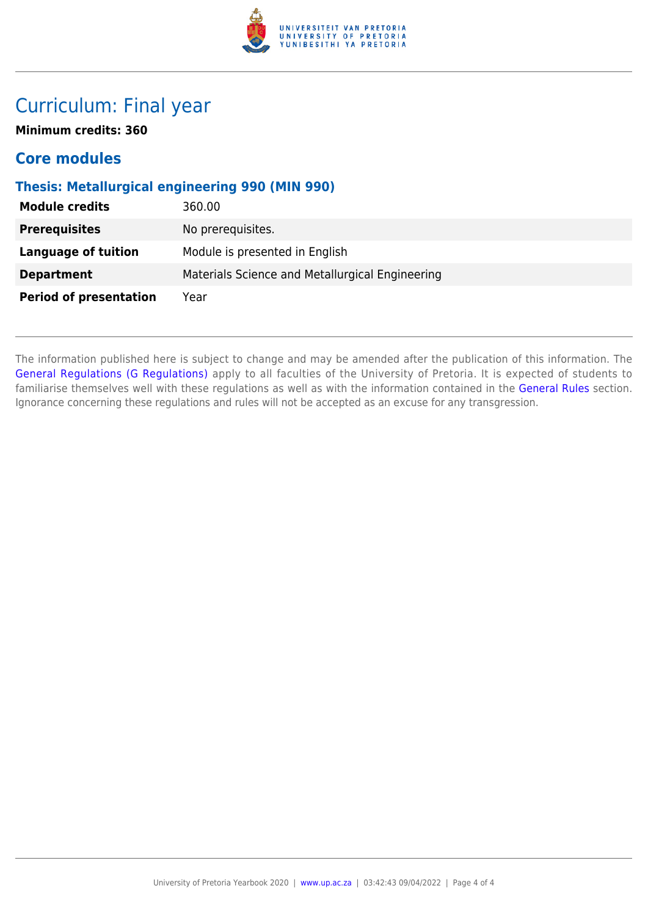# Curriculum: Final year

**Minimum credits: 360**

## Core modules

### Thesis: Metallurgical engineering 990 (MIN 990)

| | |
|---|---|
| **Module credits** | 360.00 |
| **Prerequisites** | No prerequisites. |
| **Language of tuition** | Module is presented in English |
| **Department** | Materials Science and Metallurgical Engineering |
| **Period of presentation** | Year |

The information published here is subject to change and may be amended after the publication of this information. The General Regulations (G Regulations) apply to all faculties of the University of Pretoria. It is expected of students to familiarise themselves well with these regulations as well as with the information contained in the General Rules section. Ignorance concerning these regulations and rules will not be accepted as an excuse for any transgression.